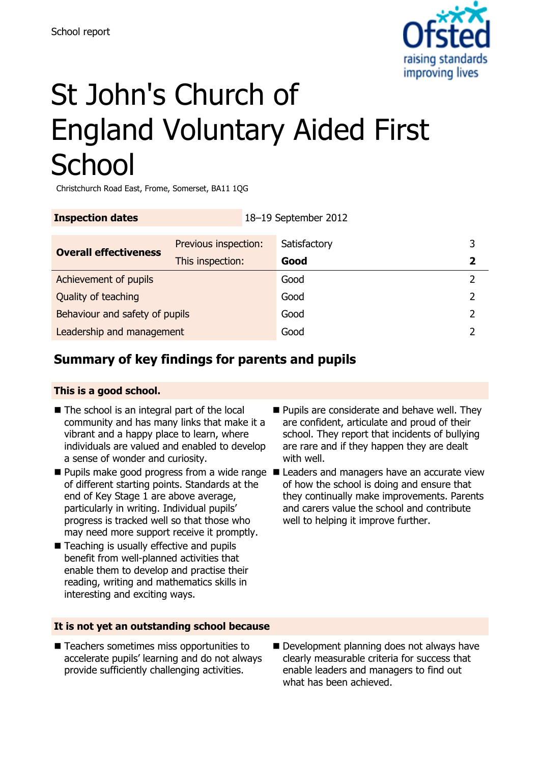School report

# St John's Church of England Voluntary Aided First School

Christchurch Road East, Frome, Somerset, BA11 1QG

| **Inspection dates** | 18–19 September 2012 | | |
|---|---|---|---|

| **Overall effectiveness** | Previous inspection: | Satisfactory | 3 |
|---|---|---|---|
| | This inspection: | **Good** | **2** |
| Achievement of pupils | | Good | 2 |
| Quality of teaching | | Good | 2 |
| Behaviour and safety of pupils | | Good | 2 |
| Leadership and management | | Good | 2 |

## Summary of key findings for parents and pupils

**This is a good school.**

- The school is an integral part of the local community and has many links that make it a vibrant and a happy place to learn, where individuals are valued and enabled to develop a sense of wonder and curiosity.
- Pupils make good progress from a wide range of different starting points. Standards at the end of Key Stage 1 are above average, particularly in writing. Individual pupils' progress is tracked well so that those who may need more support receive it promptly.
- Teaching is usually effective and pupils benefit from well-planned activities that enable them to develop and practise their reading, writing and mathematics skills in interesting and exciting ways.
- Pupils are considerate and behave well. They are confident, articulate and proud of their school. They report that incidents of bullying are rare and if they happen they are dealt with well.
- Leaders and managers have an accurate view of how the school is doing and ensure that they continually make improvements. Parents and carers value the school and contribute well to helping it improve further.

**It is not yet an outstanding school because**

- Teachers sometimes miss opportunities to accelerate pupils' learning and do not always provide sufficiently challenging activities.
- Development planning does not always have clearly measurable criteria for success that enable leaders and managers to find out what has been achieved.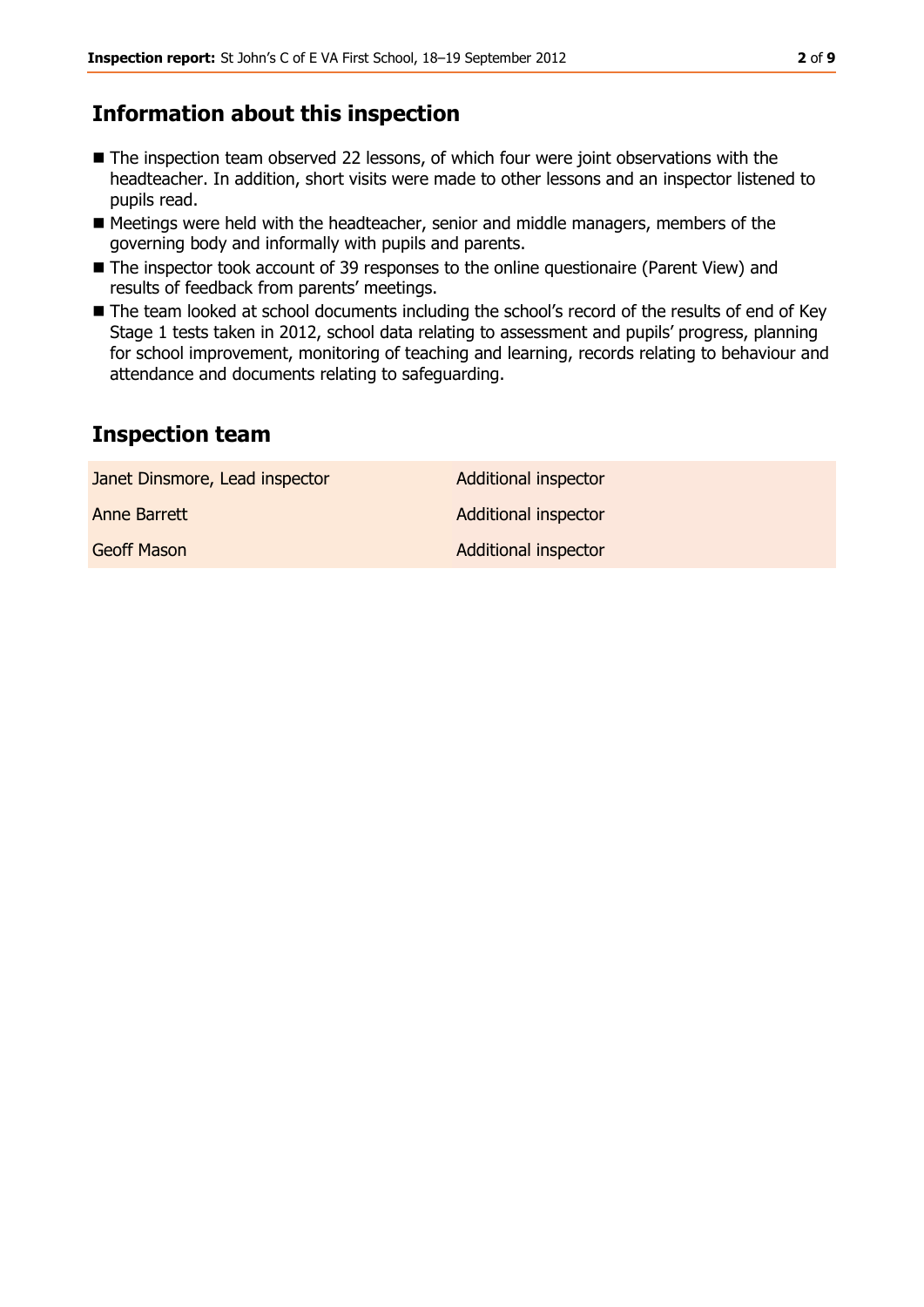## Information about this inspection

- The inspection team observed 22 lessons, of which four were joint observations with the headteacher. In addition, short visits were made to other lessons and an inspector listened to pupils read.
- Meetings were held with the headteacher, senior and middle managers, members of the governing body and informally with pupils and parents.
- The inspector took account of 39 responses to the online questionaire (Parent View) and results of feedback from parents' meetings.
- The team looked at school documents including the school's record of the results of end of Key Stage 1 tests taken in 2012, school data relating to assessment and pupils' progress, planning for school improvement, monitoring of teaching and learning, records relating to behaviour and attendance and documents relating to safeguarding.

## Inspection team

| | |
|---|---|
| Janet Dinsmore, Lead inspector | Additional inspector |
| Anne Barrett | Additional inspector |
| Geoff Mason | Additional inspector |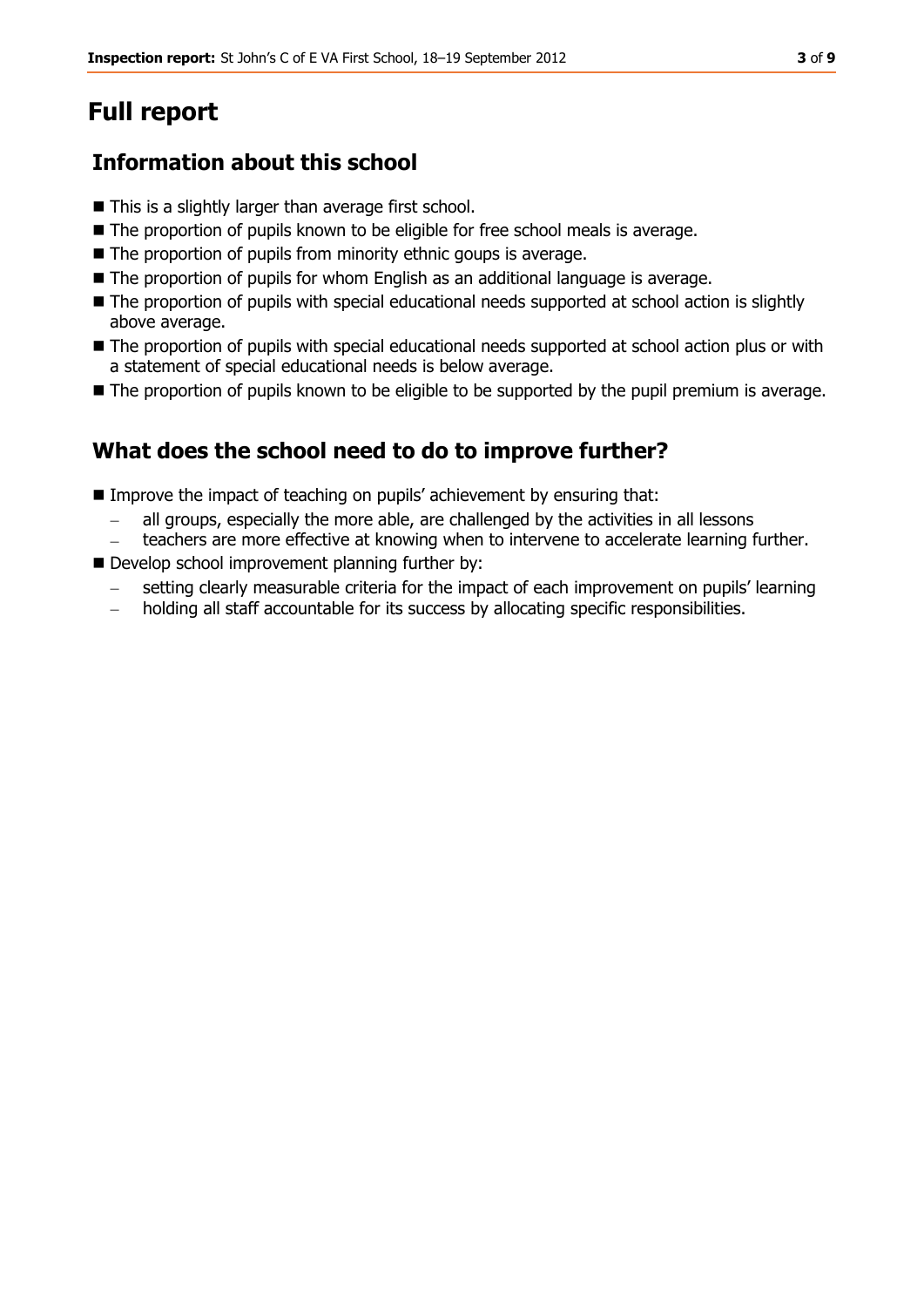# Full report

## Information about this school

- This is a slightly larger than average first school.
- The proportion of pupils known to be eligible for free school meals is average.
- The proportion of pupils from minority ethnic goups is average.
- The proportion of pupils for whom English as an additional language is average.
- The proportion of pupils with special educational needs supported at school action is slightly above average.
- The proportion of pupils with special educational needs supported at school action plus or with a statement of special educational needs is below average.
- The proportion of pupils known to be eligible to be supported by the pupil premium is average.

## What does the school need to do to improve further?

- Improve the impact of teaching on pupils' achievement by ensuring that:
  - all groups, especially the more able, are challenged by the activities in all lessons
  - teachers are more effective at knowing when to intervene to accelerate learning further.
- Develop school improvement planning further by:
  - setting clearly measurable criteria for the impact of each improvement on pupils' learning
  - holding all staff accountable for its success by allocating specific responsibilities.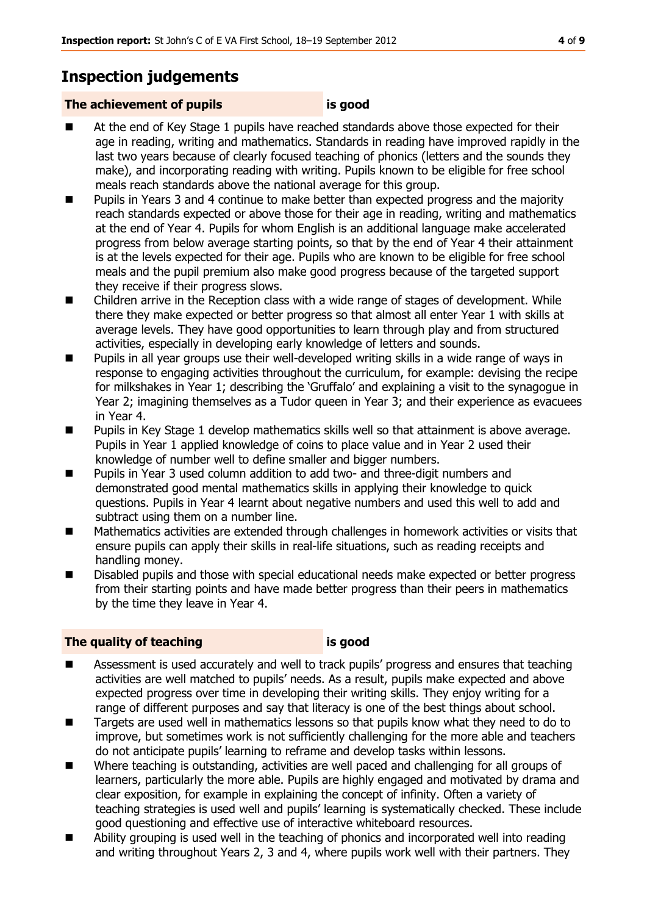## Inspection judgements

**The achievement of pupils** **is good**

- At the end of Key Stage 1 pupils have reached standards above those expected for their age in reading, writing and mathematics. Standards in reading have improved rapidly in the last two years because of clearly focused teaching of phonics (letters and the sounds they make), and incorporating reading with writing. Pupils known to be eligible for free school meals reach standards above the national average for this group.
- Pupils in Years 3 and 4 continue to make better than expected progress and the majority reach standards expected or above those for their age in reading, writing and mathematics at the end of Year 4. Pupils for whom English is an additional language make accelerated progress from below average starting points, so that by the end of Year 4 their attainment is at the levels expected for their age. Pupils who are known to be eligible for free school meals and the pupil premium also make good progress because of the targeted support they receive if their progress slows.
- Children arrive in the Reception class with a wide range of stages of development. While there they make expected or better progress so that almost all enter Year 1 with skills at average levels. They have good opportunities to learn through play and from structured activities, especially in developing early knowledge of letters and sounds.
- Pupils in all year groups use their well-developed writing skills in a wide range of ways in response to engaging activities throughout the curriculum, for example: devising the recipe for milkshakes in Year 1; describing the 'Gruffalo' and explaining a visit to the synagogue in Year 2; imagining themselves as a Tudor queen in Year 3; and their experience as evacuees in Year 4.
- Pupils in Key Stage 1 develop mathematics skills well so that attainment is above average. Pupils in Year 1 applied knowledge of coins to place value and in Year 2 used their knowledge of number well to define smaller and bigger numbers.
- Pupils in Year 3 used column addition to add two- and three-digit numbers and demonstrated good mental mathematics skills in applying their knowledge to quick questions. Pupils in Year 4 learnt about negative numbers and used this well to add and subtract using them on a number line.
- Mathematics activities are extended through challenges in homework activities or visits that ensure pupils can apply their skills in real-life situations, such as reading receipts and handling money.
- Disabled pupils and those with special educational needs make expected or better progress from their starting points and have made better progress than their peers in mathematics by the time they leave in Year 4.

**The quality of teaching** **is good**

- Assessment is used accurately and well to track pupils' progress and ensures that teaching activities are well matched to pupils' needs. As a result, pupils make expected and above expected progress over time in developing their writing skills. They enjoy writing for a range of different purposes and say that literacy is one of the best things about school.
- Targets are used well in mathematics lessons so that pupils know what they need to do to improve, but sometimes work is not sufficiently challenging for the more able and teachers do not anticipate pupils' learning to reframe and develop tasks within lessons.
- Where teaching is outstanding, activities are well paced and challenging for all groups of learners, particularly the more able. Pupils are highly engaged and motivated by drama and clear exposition, for example in explaining the concept of infinity. Often a variety of teaching strategies is used well and pupils' learning is systematically checked. These include good questioning and effective use of interactive whiteboard resources.
- Ability grouping is used well in the teaching of phonics and incorporated well into reading and writing throughout Years 2, 3 and 4, where pupils work well with their partners. They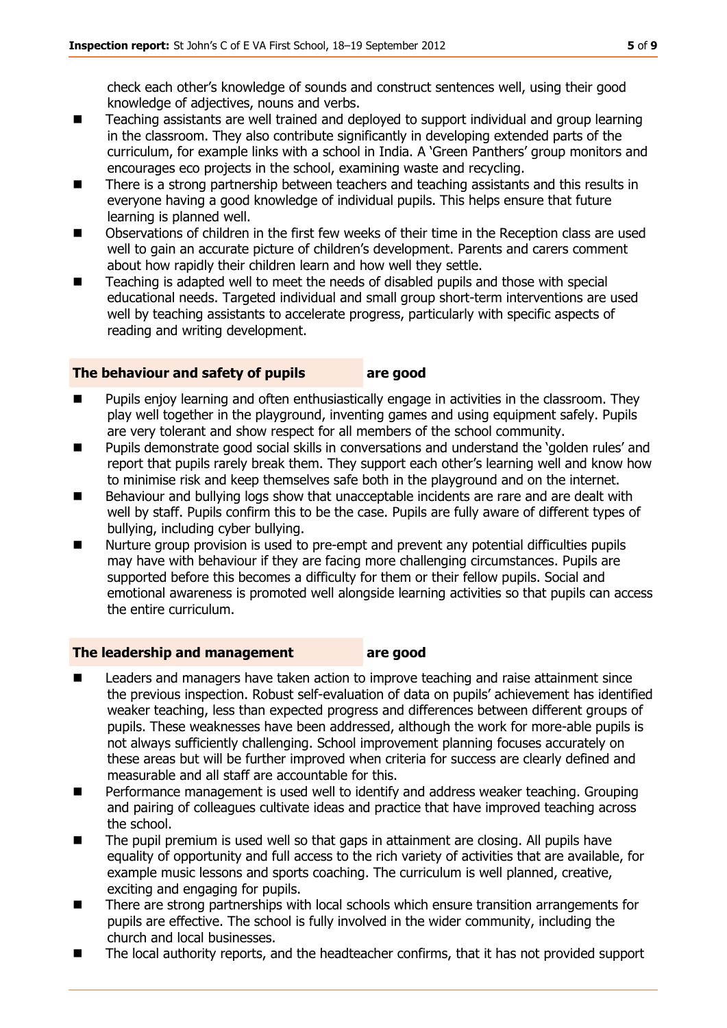check each other's knowledge of sounds and construct sentences well, using their good knowledge of adjectives, nouns and verbs.

- Teaching assistants are well trained and deployed to support individual and group learning in the classroom. They also contribute significantly in developing extended parts of the curriculum, for example links with a school in India. A 'Green Panthers' group monitors and encourages eco projects in the school, examining waste and recycling.
- There is a strong partnership between teachers and teaching assistants and this results in everyone having a good knowledge of individual pupils. This helps ensure that future learning is planned well.
- Observations of children in the first few weeks of their time in the Reception class are used well to gain an accurate picture of children's development. Parents and carers comment about how rapidly their children learn and how well they settle.
- Teaching is adapted well to meet the needs of disabled pupils and those with special educational needs. Targeted individual and small group short-term interventions are used well by teaching assistants to accelerate progress, particularly with specific aspects of reading and writing development.

## The behaviour and safety of pupils — are good

- Pupils enjoy learning and often enthusiastically engage in activities in the classroom. They play well together in the playground, inventing games and using equipment safely. Pupils are very tolerant and show respect for all members of the school community.
- Pupils demonstrate good social skills in conversations and understand the 'golden rules' and report that pupils rarely break them. They support each other's learning well and know how to minimise risk and keep themselves safe both in the playground and on the internet.
- Behaviour and bullying logs show that unacceptable incidents are rare and are dealt with well by staff. Pupils confirm this to be the case. Pupils are fully aware of different types of bullying, including cyber bullying.
- Nurture group provision is used to pre-empt and prevent any potential difficulties pupils may have with behaviour if they are facing more challenging circumstances. Pupils are supported before this becomes a difficulty for them or their fellow pupils. Social and emotional awareness is promoted well alongside learning activities so that pupils can access the entire curriculum.

## The leadership and management — are good

- Leaders and managers have taken action to improve teaching and raise attainment since the previous inspection. Robust self-evaluation of data on pupils' achievement has identified weaker teaching, less than expected progress and differences between different groups of pupils. These weaknesses have been addressed, although the work for more-able pupils is not always sufficiently challenging. School improvement planning focuses accurately on these areas but will be further improved when criteria for success are clearly defined and measurable and all staff are accountable for this.
- Performance management is used well to identify and address weaker teaching. Grouping and pairing of colleagues cultivate ideas and practice that have improved teaching across the school.
- The pupil premium is used well so that gaps in attainment are closing. All pupils have equality of opportunity and full access to the rich variety of activities that are available, for example music lessons and sports coaching. The curriculum is well planned, creative, exciting and engaging for pupils.
- There are strong partnerships with local schools which ensure transition arrangements for pupils are effective. The school is fully involved in the wider community, including the church and local businesses.
- The local authority reports, and the headteacher confirms, that it has not provided support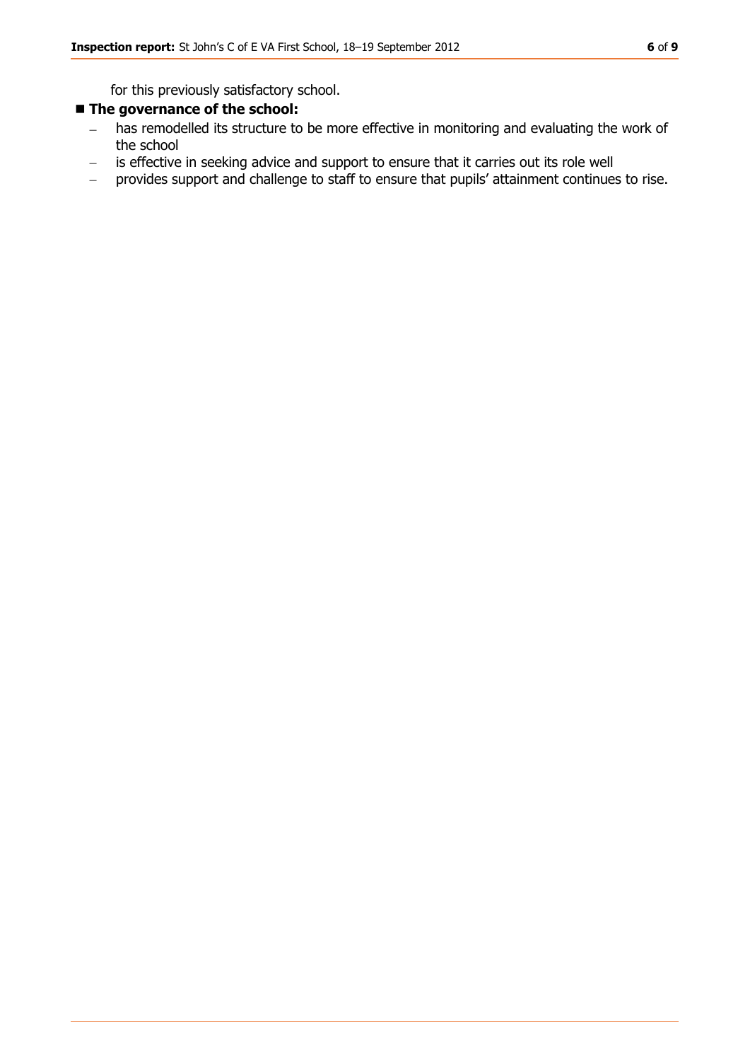for this previously satisfactory school.

- **The governance of the school:**
  - has remodelled its structure to be more effective in monitoring and evaluating the work of the school
  - is effective in seeking advice and support to ensure that it carries out its role well
  - provides support and challenge to staff to ensure that pupils' attainment continues to rise.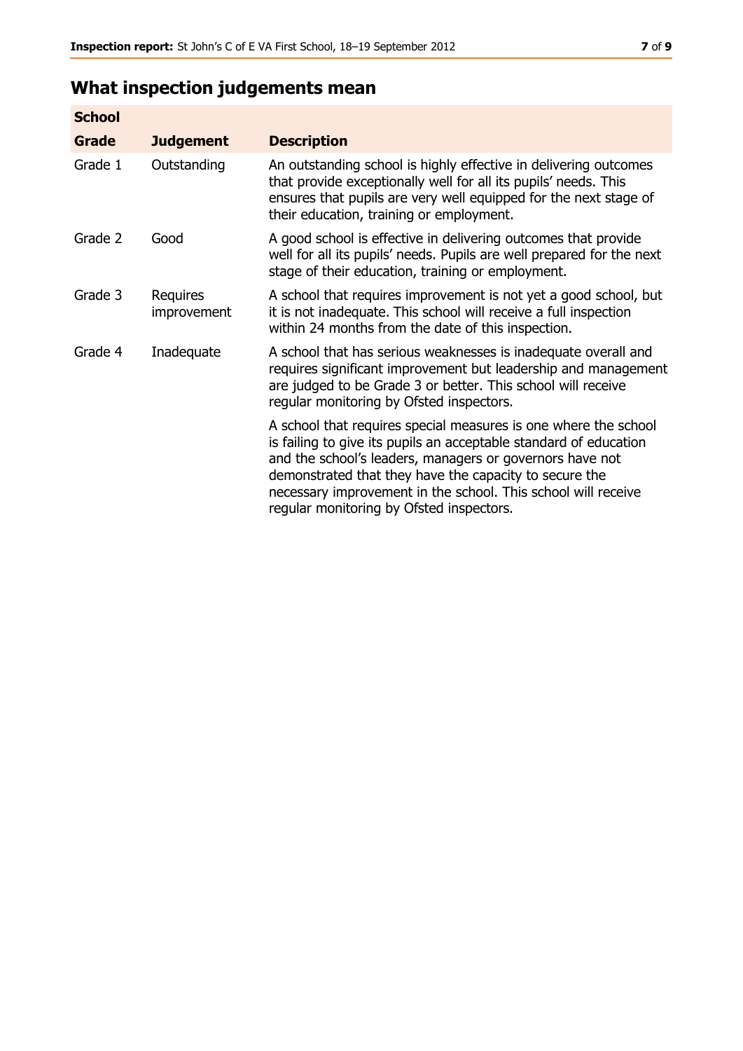## What inspection judgements mean

| School | | |
|---|---|---|
| **Grade** | **Judgement** | **Description** |
| Grade 1 | Outstanding | An outstanding school is highly effective in delivering outcomes that provide exceptionally well for all its pupils' needs. This ensures that pupils are very well equipped for the next stage of their education, training or employment. |
| Grade 2 | Good | A good school is effective in delivering outcomes that provide well for all its pupils' needs. Pupils are well prepared for the next stage of their education, training or employment. |
| Grade 3 | Requires improvement | A school that requires improvement is not yet a good school, but it is not inadequate. This school will receive a full inspection within 24 months from the date of this inspection. |
| Grade 4 | Inadequate | A school that has serious weaknesses is inadequate overall and requires significant improvement but leadership and management are judged to be Grade 3 or better. This school will receive regular monitoring by Ofsted inspectors. |
| | | A school that requires special measures is one where the school is failing to give its pupils an acceptable standard of education and the school's leaders, managers or governors have not demonstrated that they have the capacity to secure the necessary improvement in the school. This school will receive regular monitoring by Ofsted inspectors. |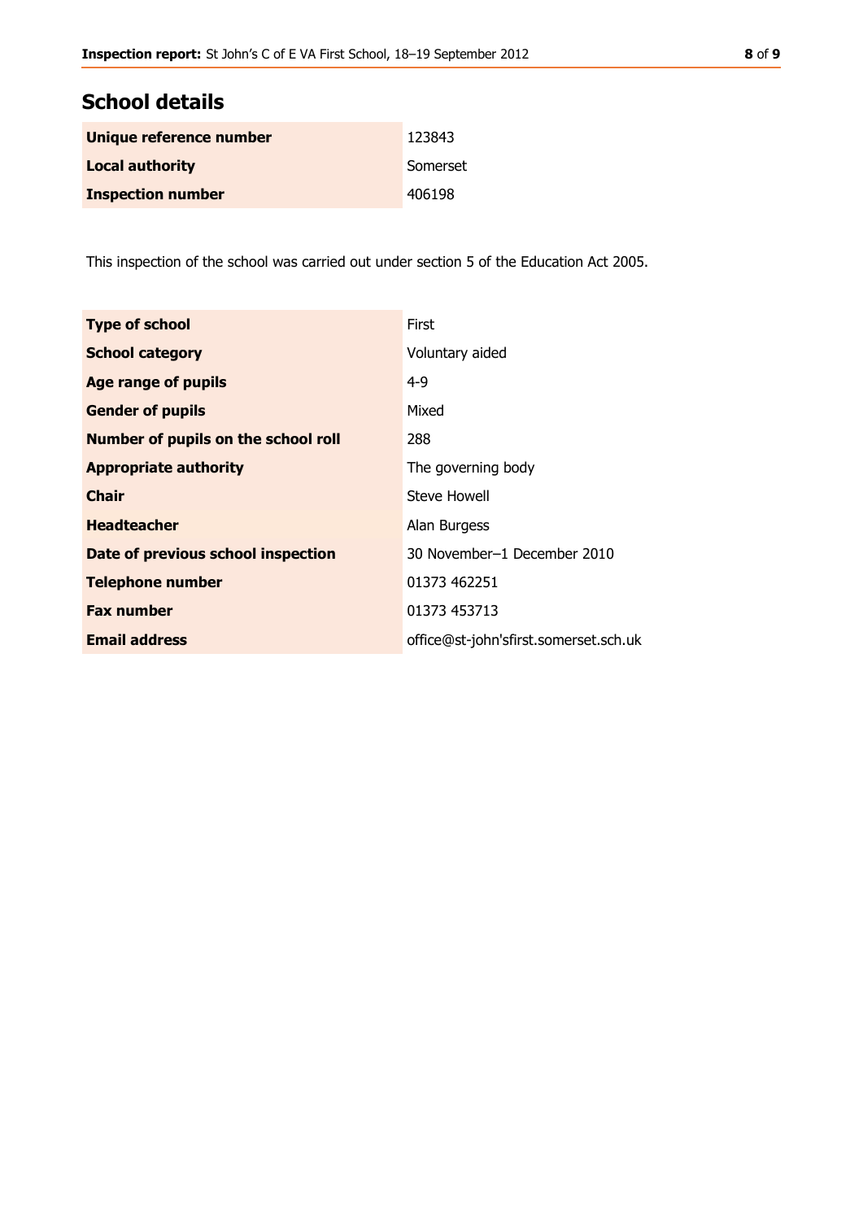## School details

| Unique reference number | 123843 |
|---|---|
| Local authority | Somerset |
| Inspection number | 406198 |

This inspection of the school was carried out under section 5 of the Education Act 2005.

| Type of school | First |
|---|---|
| School category | Voluntary aided |
| Age range of pupils | 4-9 |
| Gender of pupils | Mixed |
| Number of pupils on the school roll | 288 |
| Appropriate authority | The governing body |
| Chair | Steve Howell |
| Headteacher | Alan Burgess |
| Date of previous school inspection | 30 November–1 December 2010 |
| Telephone number | 01373 462251 |
| Fax number | 01373 453713 |
| Email address | office@st-john'sfirst.somerset.sch.uk |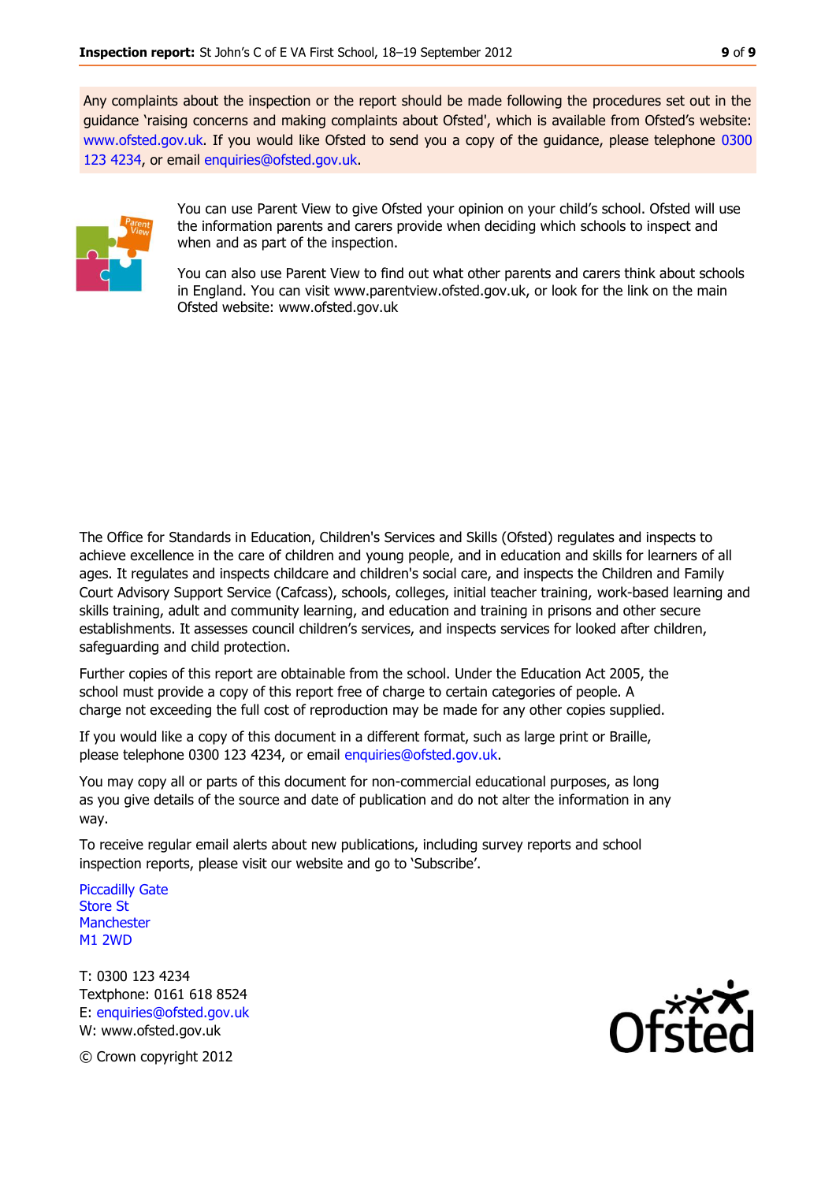Any complaints about the inspection or the report should be made following the procedures set out in the guidance 'raising concerns and making complaints about Ofsted', which is available from Ofsted's website: www.ofsted.gov.uk. If you would like Ofsted to send you a copy of the guidance, please telephone 0300 123 4234, or email enquiries@ofsted.gov.uk.

You can use Parent View to give Ofsted your opinion on your child's school. Ofsted will use the information parents and carers provide when deciding which schools to inspect and when and as part of the inspection.

You can also use Parent View to find out what other parents and carers think about schools in England. You can visit www.parentview.ofsted.gov.uk, or look for the link on the main Ofsted website: www.ofsted.gov.uk

The Office for Standards in Education, Children's Services and Skills (Ofsted) regulates and inspects to achieve excellence in the care of children and young people, and in education and skills for learners of all ages. It regulates and inspects childcare and children's social care, and inspects the Children and Family Court Advisory Support Service (Cafcass), schools, colleges, initial teacher training, work-based learning and skills training, adult and community learning, and education and training in prisons and other secure establishments. It assesses council children's services, and inspects services for looked after children, safeguarding and child protection.

Further copies of this report are obtainable from the school. Under the Education Act 2005, the school must provide a copy of this report free of charge to certain categories of people. A charge not exceeding the full cost of reproduction may be made for any other copies supplied.

If you would like a copy of this document in a different format, such as large print or Braille, please telephone 0300 123 4234, or email enquiries@ofsted.gov.uk.

You may copy all or parts of this document for non-commercial educational purposes, as long as you give details of the source and date of publication and do not alter the information in any way.

To receive regular email alerts about new publications, including survey reports and school inspection reports, please visit our website and go to 'Subscribe'.

Piccadilly Gate  
Store St  
Manchester  
M1 2WD

T: 0300 123 4234  
Textphone: 0161 618 8524  
E: enquiries@ofsted.gov.uk  
W: www.ofsted.gov.uk

© Crown copyright 2012